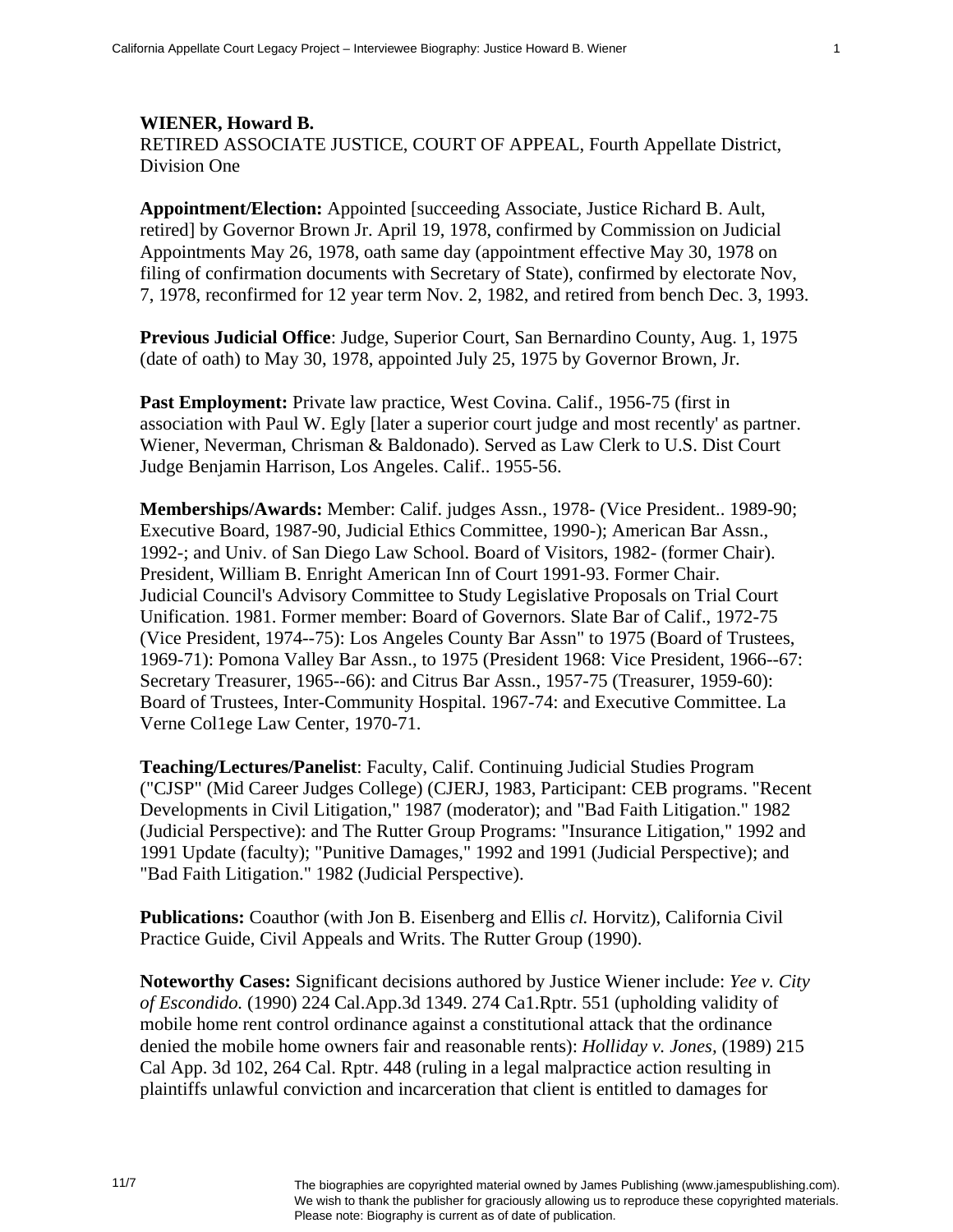**WIENER, Howard B.**
RETIRED ASSOCIATE JUSTICE, COURT OF APPEAL, Fourth Appellate District, Division One

**Appointment/Election:** Appointed [succeeding Associate, Justice Richard B. Ault, retired] by Governor Brown Jr. April 19, 1978, confirmed by Commission on Judicial Appointments May 26, 1978, oath same day (appointment effective May 30, 1978 on filing of confirmation documents with Secretary of State), confirmed by electorate Nov, 7, 1978, reconfirmed for 12 year term Nov. 2, 1982, and retired from bench Dec. 3, 1993.

**Previous Judicial Office**: Judge, Superior Court, San Bernardino County, Aug. 1, 1975 (date of oath) to May 30, 1978, appointed July 25, 1975 by Governor Brown, Jr.

**Past Employment:** Private law practice, West Covina. Calif., 1956-75 (first in association with Paul W. Egly [later a superior court judge and most recently' as partner. Wiener, Neverman, Chrisman & Baldonado). Served as Law Clerk to U.S. Dist Court Judge Benjamin Harrison, Los Angeles. Calif.. 1955-56.

**Memberships/Awards:** Member: Calif. judges Assn., 1978- (Vice President.. 1989-90; Executive Board, 1987-90, Judicial Ethics Committee, 1990-); American Bar Assn., 1992-; and Univ. of San Diego Law School. Board of Visitors, 1982- (former Chair). President, William B. Enright American Inn of Court 1991-93. Former Chair. Judicial Council's Advisory Committee to Study Legislative Proposals on Trial Court Unification. 1981. Former member: Board of Governors. Slate Bar of Calif., 1972-75 (Vice President, 1974--75): Los Angeles County Bar Assn" to 1975 (Board of Trustees, 1969-71): Pomona Valley Bar Assn., to 1975 (President 1968: Vice President, 1966--67: Secretary Treasurer, 1965--66): and Citrus Bar Assn., 1957-75 (Treasurer, 1959-60): Board of Trustees, Inter-Community Hospital. 1967-74: and Executive Committee. La Verne Col1ege Law Center, 1970-71.

**Teaching/Lectures/Panelist**: Faculty, Calif. Continuing Judicial Studies Program ("CJSP" (Mid Career Judges College) (CJERJ, 1983, Participant: CEB programs. "Recent Developments in Civil Litigation," 1987 (moderator); and "Bad Faith Litigation." 1982 (Judicial Perspective): and The Rutter Group Programs: "Insurance Litigation," 1992 and 1991 Update (faculty); "Punitive Damages," 1992 and 1991 (Judicial Perspective); and "Bad Faith Litigation." 1982 (Judicial Perspective).

**Publications:** Coauthor (with Jon B. Eisenberg and Ellis *cl.* Horvitz), California Civil Practice Guide, Civil Appeals and Writs. The Rutter Group (1990).

**Noteworthy Cases:** Significant decisions authored by Justice Wiener include: *Yee v. City of Escondido.* (1990) 224 Cal.App.3d 1349. 274 Ca1.Rptr. 551 (upholding validity of mobile home rent control ordinance against a constitutional attack that the ordinance denied the mobile home owners fair and reasonable rents): *Holliday v. Jones,* (1989) 215 Cal App. 3d 102, 264 Cal. Rptr. 448 (ruling in a legal malpractice action resulting in plaintiffs unlawful conviction and incarceration that client is entitled to damages for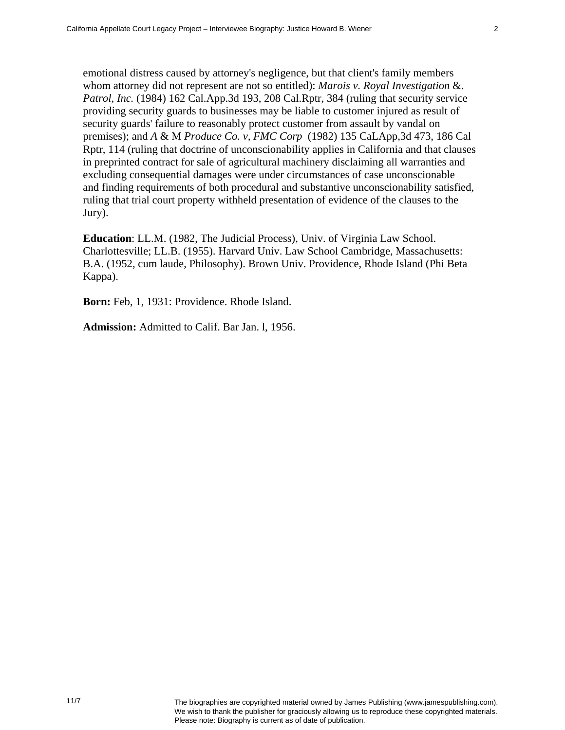emotional distress caused by attorney's negligence, but that client's family members whom attorney did not represent are not so entitled): *Marois v. Royal Investigation* &. *Patrol, Inc.* (1984) 162 Cal.App.3d 193, 208 Cal.Rptr, 384 (ruling that security service providing security guards to businesses may be liable to customer injured as result of security guards' failure to reasonably protect customer from assault by vandal on premises); and *A* & M *Produce Co. v, FMC Corp* (1982) 135 CaLApp,3d 473, 186 Cal Rptr, 114 (ruling that doctrine of unconscionability applies in California and that clauses in preprinted contract for sale of agricultural machinery disclaiming all warranties and excluding consequential damages were under circumstances of case unconscionable and finding requirements of both procedural and substantive unconscionability satisfied, ruling that trial court property withheld presentation of evidence of the clauses to the Jury).

**Education**: LL.M. (1982, The Judicial Process), Univ. of Virginia Law School. Charlottesville; LL.B. (1955). Harvard Univ. Law School Cambridge, Massachusetts: B.A. (1952, cum laude, Philosophy). Brown Univ. Providence, Rhode Island (Phi Beta Kappa).

**Born:** Feb, 1, 1931: Providence. Rhode Island.

**Admission:** Admitted to Calif. Bar Jan. l, 1956.

The biographies are copyrighted material owned by James Publishing (www.jamespublishing.com). We wish to thank the publisher for graciously allowing us to reproduce these copyrighted materials. Please note: Biography is current as of date of publication.